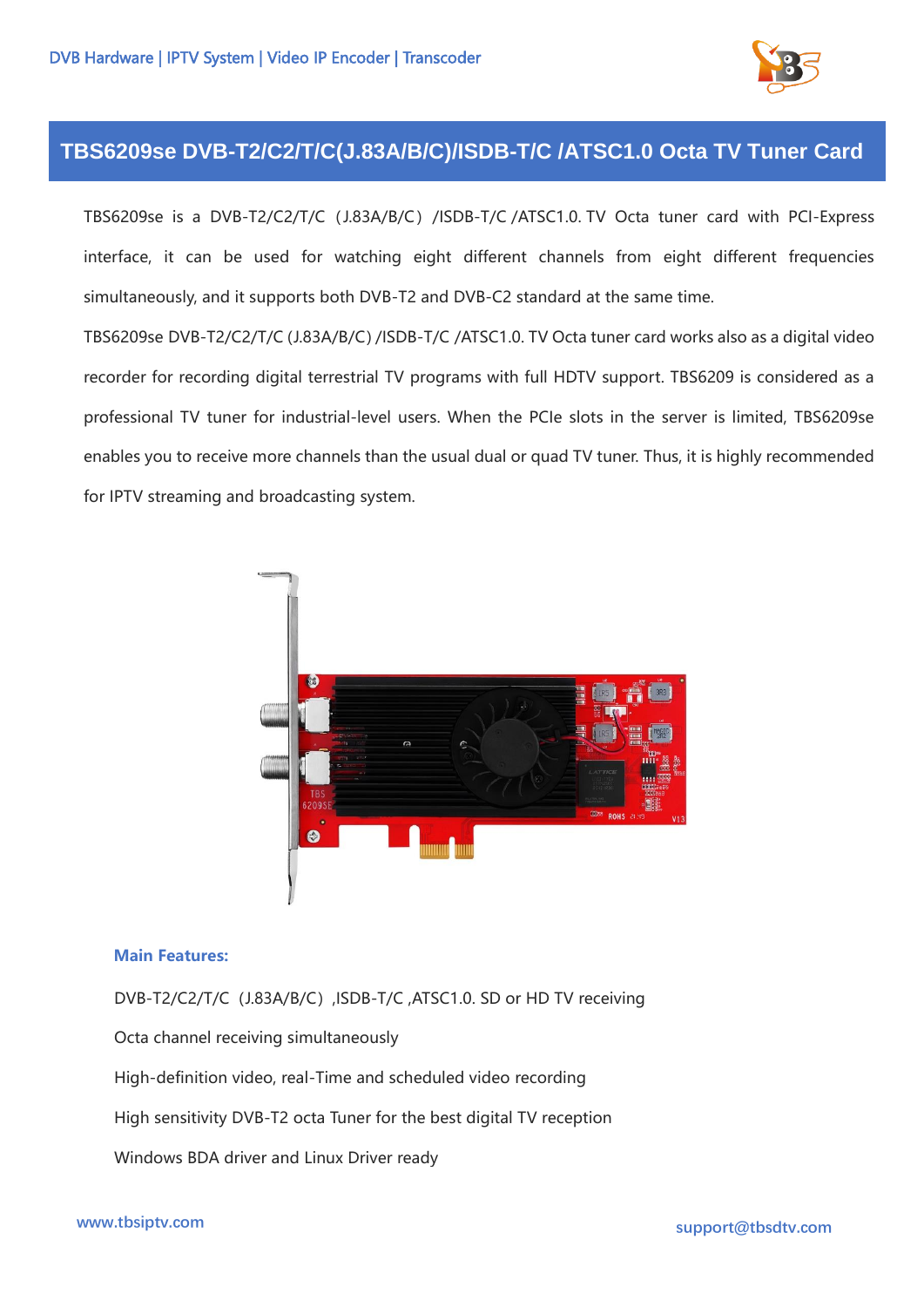# TBS6209se DVB-T2/C2/T/C(J.83A/B/C)/ISDB-T/C /ATSC1.0 Octa TV Tuner Card

TBS6209se is a DVB-T2/C2/T/C（J.83A/B/C）/ISDB-T/C /ATSC1.0. TV Octa tuner card with PCI-Express interface, it can be used for watching eight different channels from eight different frequencies simultaneously, and it supports both DVB-T2 and DVB-C2 standard at the same time.

TBS6209se DVB-T2/C2/T/C (J.83A/B/C) /ISDB-T/C /ATSC1.0. TV Octa tuner card works also as a digital video recorder for recording digital terrestrial TV programs with full HDTV support. TBS6209 is considered as a professional TV tuner for industrial-level users. When the PCIe slots in the server is limited, TBS6209se enables you to receive more channels than the usual dual or quad TV tuner. Thus, it is highly recommended for IPTV streaming and broadcasting system.

### Main Features:

DVB-T2/C2/T/C（J.83A/B/C）,ISDB-T/C ,ATSC1.0. SD or HD TV receiving

Octa channel receiving simultaneously

High-definition video, real-Time and scheduled video recording

High sensitivity DVB-T2 octa Tuner for the best digital TV reception

Windows BDA driver and Linux Driver ready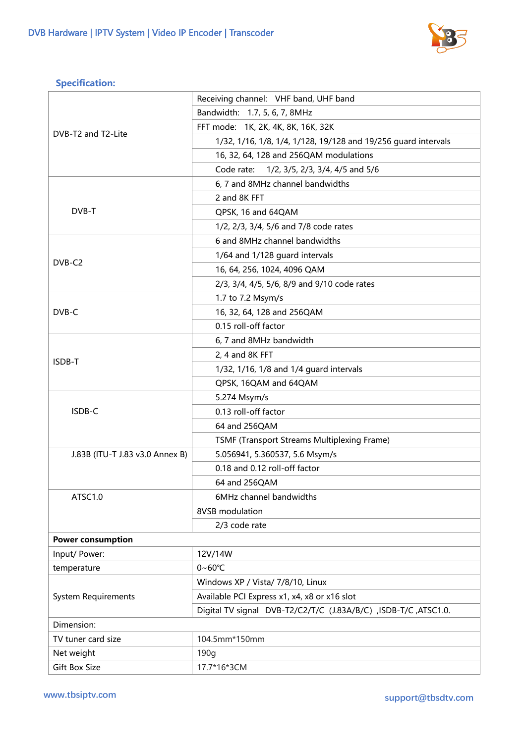## Specification:

| | |
|---|---|
| DVB-T2 and T2-Lite | Receiving channel: VHF band, UHF band |
| | Bandwidth: 1.7, 5, 6, 7, 8MHz |
| | FFT mode: 1K, 2K, 4K, 8K, 16K, 32K |
| | 1/32, 1/16, 1/8, 1/4, 1/128, 19/128 and 19/256 guard intervals |
| | 16, 32, 64, 128 and 256QAM modulations |
| | Code rate: 1/2, 3/5, 2/3, 3/4, 4/5 and 5/6 |
| DVB-T | 6, 7 and 8MHz channel bandwidths |
| | 2 and 8K FFT |
| | QPSK, 16 and 64QAM |
| | 1/2, 2/3, 3/4, 5/6 and 7/8 code rates |
| DVB-C2 | 6 and 8MHz channel bandwidths |
| | 1/64 and 1/128 guard intervals |
| | 16, 64, 256, 1024, 4096 QAM |
| | 2/3, 3/4, 4/5, 5/6, 8/9 and 9/10 code rates |
| DVB-C | 1.7 to 7.2 Msym/s |
| | 16, 32, 64, 128 and 256QAM |
| | 0.15 roll-off factor |
| ISDB-T | 6, 7 and 8MHz bandwidth |
| | 2, 4 and 8K FFT |
| | 1/32, 1/16, 1/8 and 1/4 guard intervals |
| | QPSK, 16QAM and 64QAM |
| ISDB-C | 5.274 Msym/s |
| | 0.13 roll-off factor |
| | 64 and 256QAM |
| | TSMF (Transport Streams Multiplexing Frame) |
| J.83B (ITU-T J.83 v3.0 Annex B) | 5.056941, 5.360537, 5.6 Msym/s |
| | 0.18 and 0.12 roll-off factor |
| | 64 and 256QAM |
| ATSC1.0 | 6MHz channel bandwidths |
| | 8VSB modulation |
| | 2/3 code rate |
| **Power consumption** | |
| Input/ Power: | 12V/14W |
| temperature | 0~60℃ |
| System Requirements | Windows XP / Vista/ 7/8/10, Linux |
| | Available PCI Express x1, x4, x8 or x16 slot |
| | Digital TV signal DVB-T2/C2/T/C (J.83A/B/C) ,ISDB-T/C ,ATSC1.0. |
| Dimension: | |
| TV tuner card size | 104.5mm*150mm |
| Net weight | 190g |
| Gift Box Size | 17.7*16*3CM |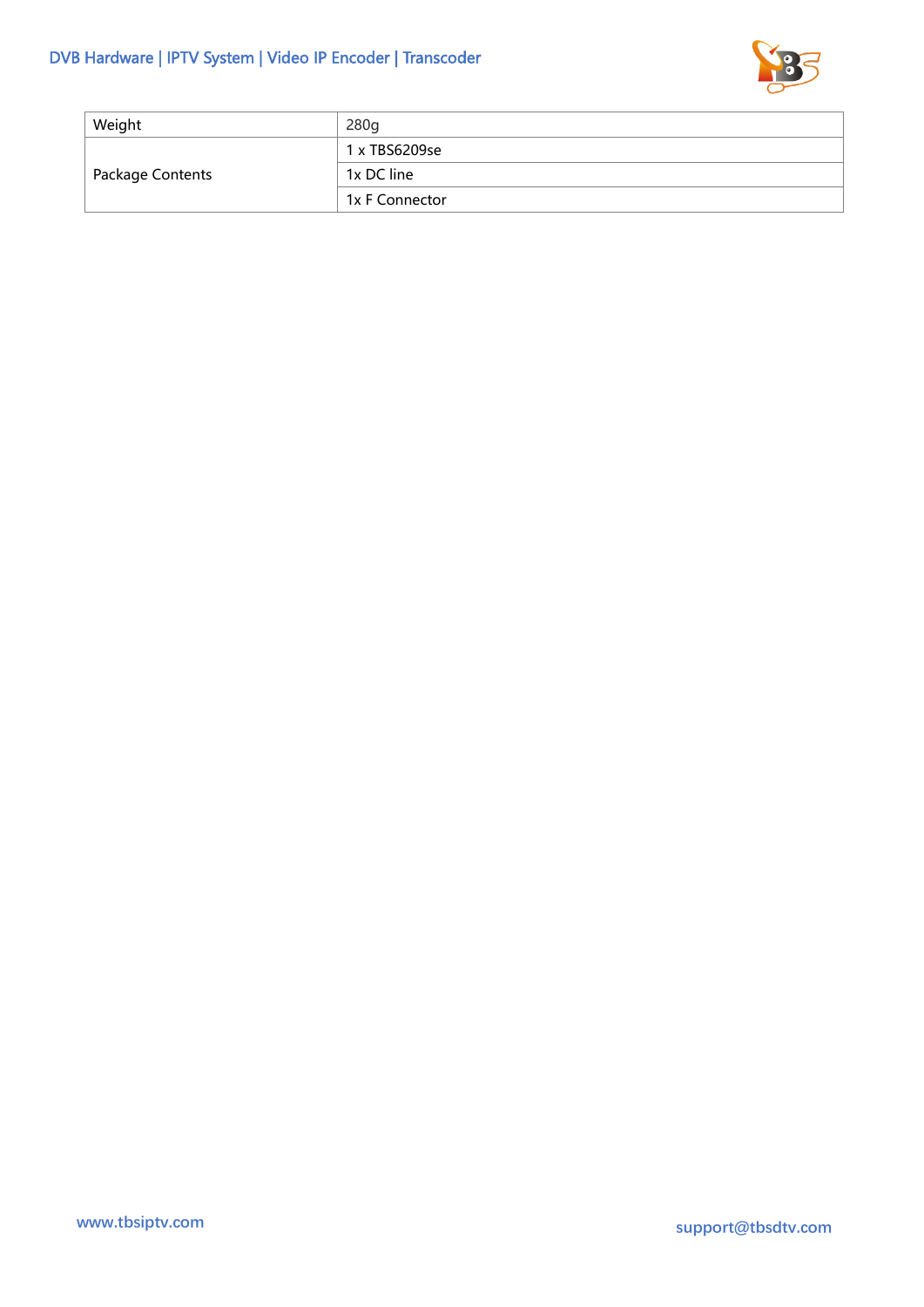| Weight | 280g |
| --- | --- |
| Package Contents | 1 x TBS6209se |
| | 1x DC line |
| | 1x F Connector |